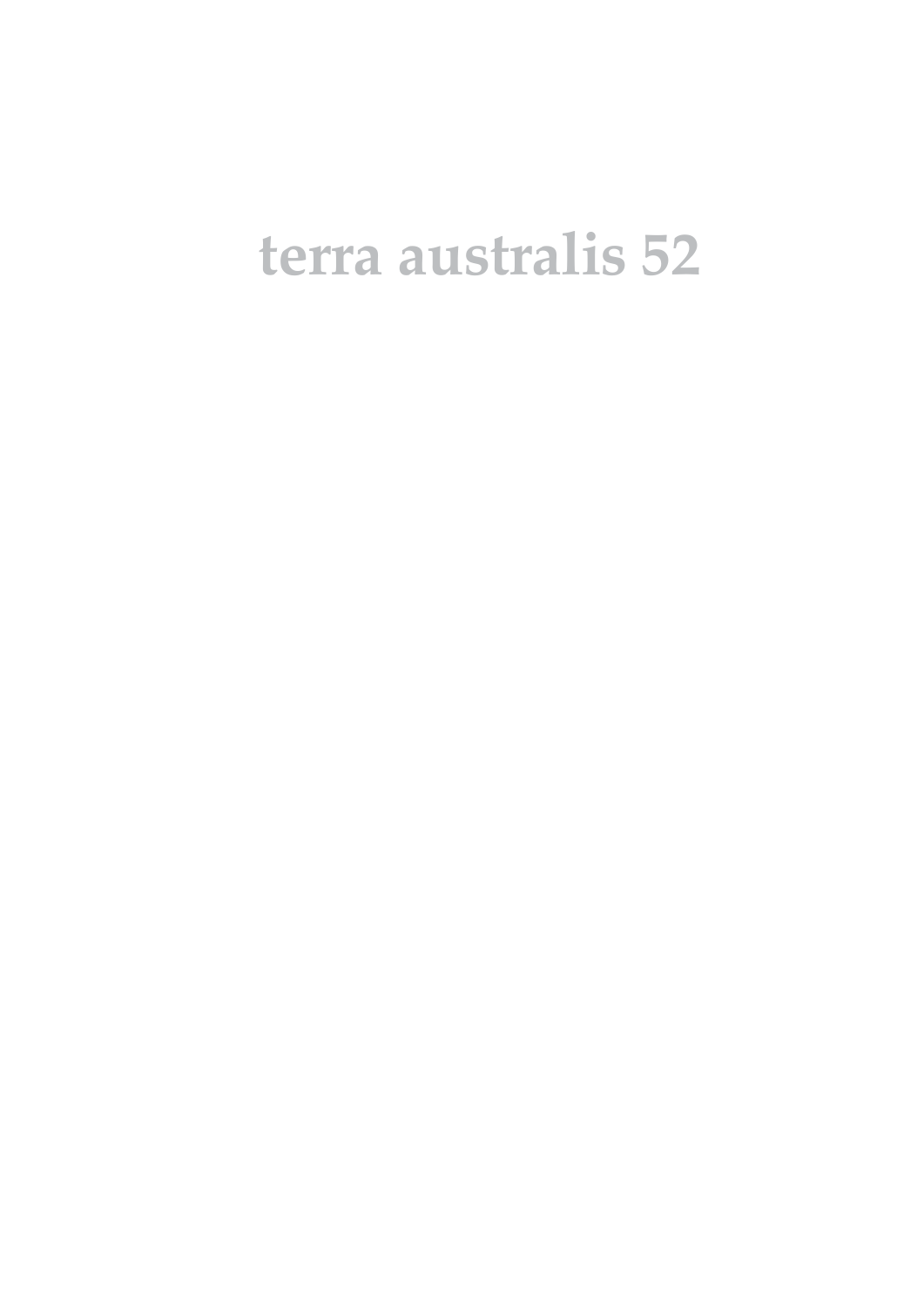# terra australis 52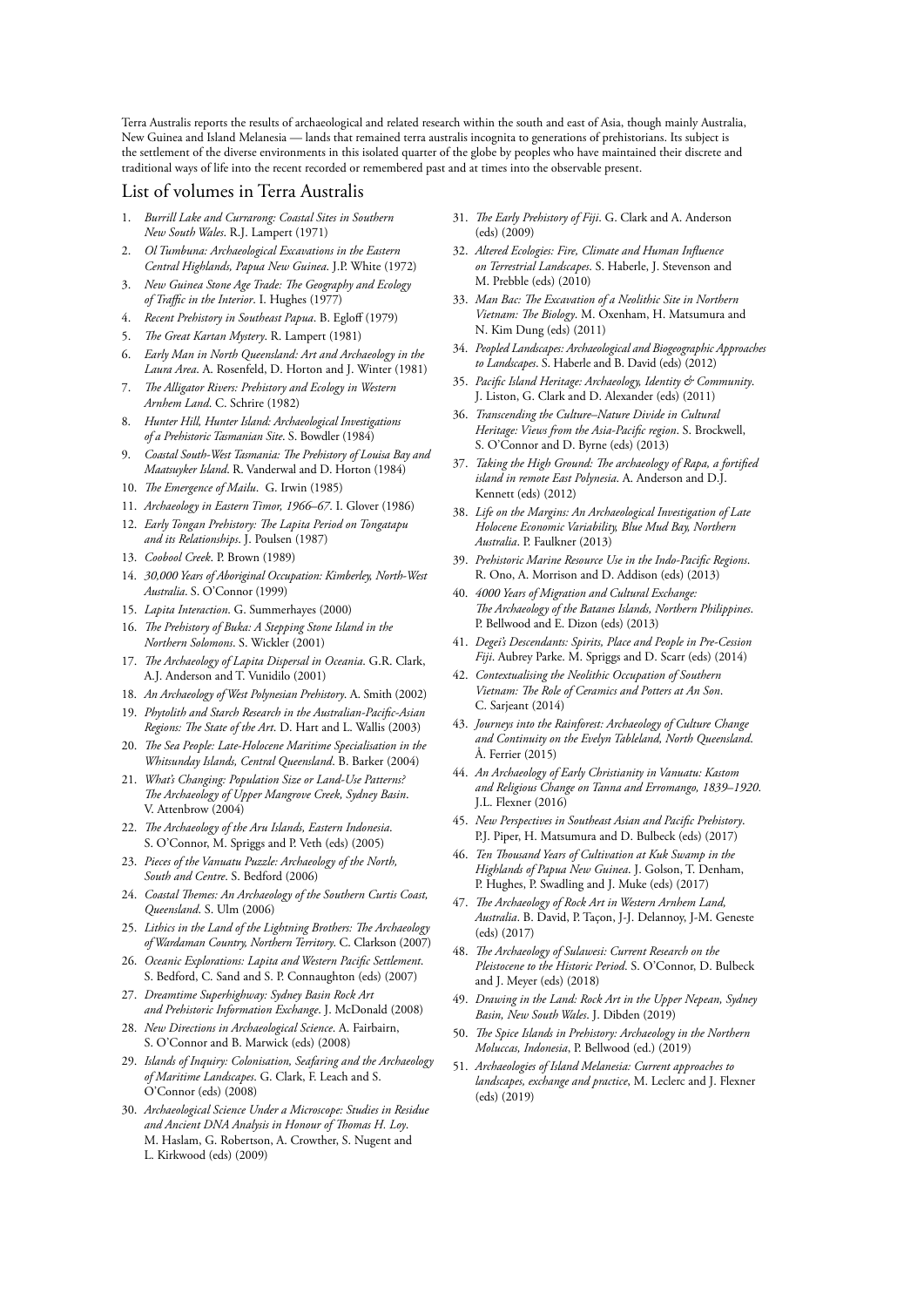Terra Australis reports the results of archaeological and related research within the south and east of Asia, though mainly Australia, New Guinea and Island Melanesia — lands that remained terra australis incognita to generations of prehistorians. Its subject is the settlement of the diverse environments in this isolated quarter of the globe by peoples who have maintained their discrete and traditional ways of life into the recent recorded or remembered past and at times into the observable present.

## List of volumes in Terra Australis

1. *Burrill Lake and Currarong: Coastal Sites in Southern New South Wales*. R.J. Lampert (1971)
2. *Ol Tumbuna: Archaeological Excavations in the Eastern Central Highlands, Papua New Guinea*. J.P. White (1972)
3. *New Guinea Stone Age Trade: The Geography and Ecology of Traffic in the Interior*. I. Hughes (1977)
4. *Recent Prehistory in Southeast Papua*. B. Egloff (1979)
5. *The Great Kartan Mystery*. R. Lampert (1981)
6. *Early Man in North Queensland: Art and Archaeology in the Laura Area*. A. Rosenfeld, D. Horton and J. Winter (1981)
7. *The Alligator Rivers: Prehistory and Ecology in Western Arnhem Land*. C. Schrire (1982)
8. *Hunter Hill, Hunter Island: Archaeological Investigations of a Prehistoric Tasmanian Site*. S. Bowdler (1984)
9. *Coastal South-West Tasmania: The Prehistory of Louisa Bay and Maatsuyker Island*. R. Vanderwal and D. Horton (1984)
10. *The Emergence of Mailu*. G. Irwin (1985)
11. *Archaeology in Eastern Timor, 1966–67*. I. Glover (1986)
12. *Early Tongan Prehistory: The Lapita Period on Tongatapu and its Relationships*. J. Poulsen (1987)
13. *Coobool Creek*. P. Brown (1989)
14. *30,000 Years of Aboriginal Occupation: Kimberley, North-West Australia*. S. O'Connor (1999)
15. *Lapita Interaction*. G. Summerhayes (2000)
16. *The Prehistory of Buka: A Stepping Stone Island in the Northern Solomons*. S. Wickler (2001)
17. *The Archaeology of Lapita Dispersal in Oceania*. G.R. Clark, A.J. Anderson and T. Vunidilo (2001)
18. *An Archaeology of West Polynesian Prehistory*. A. Smith (2002)
19. *Phytolith and Starch Research in the Australian-Pacific-Asian Regions: The State of the Art*. D. Hart and L. Wallis (2003)
20. *The Sea People: Late-Holocene Maritime Specialisation in the Whitsunday Islands, Central Queensland*. B. Barker (2004)
21. *What's Changing: Population Size or Land-Use Patterns? The Archaeology of Upper Mangrove Creek, Sydney Basin*. V. Attenbrow (2004)
22. *The Archaeology of the Aru Islands, Eastern Indonesia*. S. O'Connor, M. Spriggs and P. Veth (eds) (2005)
23. *Pieces of the Vanuatu Puzzle: Archaeology of the North, South and Centre*. S. Bedford (2006)
24. *Coastal Themes: An Archaeology of the Southern Curtis Coast, Queensland*. S. Ulm (2006)
25. *Lithics in the Land of the Lightning Brothers: The Archaeology of Wardaman Country, Northern Territory*. C. Clarkson (2007)
26. *Oceanic Explorations: Lapita and Western Pacific Settlement*. S. Bedford, C. Sand and S. P. Connaughton (eds) (2007)
27. *Dreamtime Superhighway: Sydney Basin Rock Art and Prehistoric Information Exchange*. J. McDonald (2008)
28. *New Directions in Archaeological Science*. A. Fairbairn, S. O'Connor and B. Marwick (eds) (2008)
29. *Islands of Inquiry: Colonisation, Seafaring and the Archaeology of Maritime Landscapes*. G. Clark, F. Leach and S. O'Connor (eds) (2008)
30. *Archaeological Science Under a Microscope: Studies in Residue and Ancient DNA Analysis in Honour of Thomas H. Loy*. M. Haslam, G. Robertson, A. Crowther, S. Nugent and L. Kirkwood (eds) (2009)
31. *The Early Prehistory of Fiji*. G. Clark and A. Anderson (eds) (2009)
32. *Altered Ecologies: Fire, Climate and Human Influence on Terrestrial Landscapes*. S. Haberle, J. Stevenson and M. Prebble (eds) (2010)
33. *Man Bac: The Excavation of a Neolithic Site in Northern Vietnam: The Biology*. M. Oxenham, H. Matsumura and N. Kim Dung (eds) (2011)
34. *Peopled Landscapes: Archaeological and Biogeographic Approaches to Landscapes*. S. Haberle and B. David (eds) (2012)
35. *Pacific Island Heritage: Archaeology, Identity & Community*. J. Liston, G. Clark and D. Alexander (eds) (2011)
36. *Transcending the Culture–Nature Divide in Cultural Heritage: Views from the Asia-Pacific region*. S. Brockwell, S. O'Connor and D. Byrne (eds) (2013)
37. *Taking the High Ground: The archaeology of Rapa, a fortified island in remote East Polynesia*. A. Anderson and D.J. Kennett (eds) (2012)
38. *Life on the Margins: An Archaeological Investigation of Late Holocene Economic Variability, Blue Mud Bay, Northern Australia*. P. Faulkner (2013)
39. *Prehistoric Marine Resource Use in the Indo-Pacific Regions*. R. Ono, A. Morrison and D. Addison (eds) (2013)
40. *4000 Years of Migration and Cultural Exchange: The Archaeology of the Batanes Islands, Northern Philippines*. P. Bellwood and E. Dizon (eds) (2013)
41. *Degei's Descendants: Spirits, Place and People in Pre-Cession Fiji*. Aubrey Parke. M. Spriggs and D. Scarr (eds) (2014)
42. *Contextualising the Neolithic Occupation of Southern Vietnam: The Role of Ceramics and Potters at An Son*. C. Sarjeant (2014)
43. *Journeys into the Rainforest: Archaeology of Culture Change and Continuity on the Evelyn Tableland, North Queensland*. Å. Ferrier (2015)
44. *An Archaeology of Early Christianity in Vanuatu: Kastom and Religious Change on Tanna and Erromango, 1839–1920*. J.L. Flexner (2016)
45. *New Perspectives in Southeast Asian and Pacific Prehistory*. P.J. Piper, H. Matsumura and D. Bulbeck (eds) (2017)
46. *Ten Thousand Years of Cultivation at Kuk Swamp in the Highlands of Papua New Guinea*. J. Golson, T. Denham, P. Hughes, P. Swadling and J. Muke (eds) (2017)
47. *The Archaeology of Rock Art in Western Arnhem Land, Australia*. B. David, P. Taçon, J-J. Delannoy, J-M. Geneste (eds) (2017)
48. *The Archaeology of Sulawesi: Current Research on the Pleistocene to the Historic Period*. S. O'Connor, D. Bulbeck and J. Meyer (eds) (2018)
49. *Drawing in the Land: Rock Art in the Upper Nepean, Sydney Basin, New South Wales*. J. Dibden (2019)
50. *The Spice Islands in Prehistory: Archaeology in the Northern Moluccas, Indonesia*, P. Bellwood (ed.) (2019)
51. *Archaeologies of Island Melanesia: Current approaches to landscapes, exchange and practice*, M. Leclerc and J. Flexner (eds) (2019)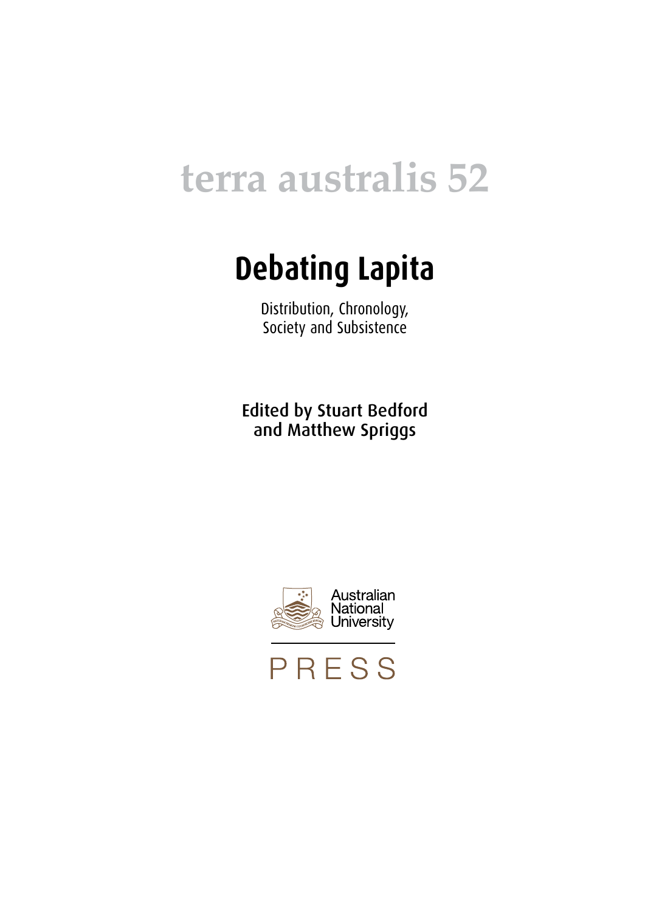# terra australis 52

# Debating Lapita

Distribution, Chronology, Society and Subsistence

Edited by Stuart Bedford and Matthew Spriggs

Australian National University

PRESS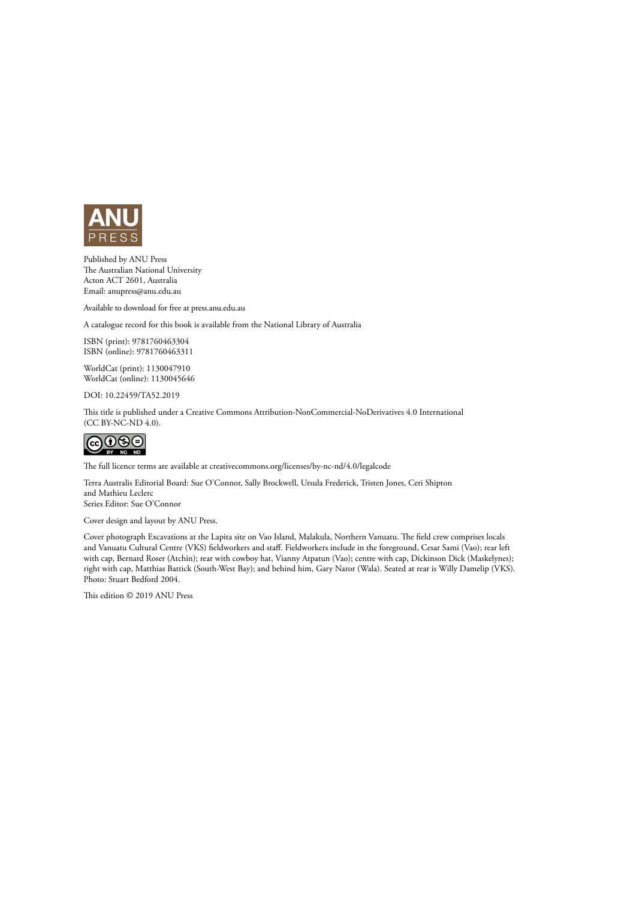ANU PRESS

Published by ANU Press
The Australian National University
Acton ACT 2601, Australia
Email: anupress@anu.edu.au

Available to download for free at press.anu.edu.au

A catalogue record for this book is available from the National Library of Australia

ISBN (print): 9781760463304
ISBN (online): 9781760463311

WorldCat (print): 1130047910
WorldCat (online): 1130045646

DOI: 10.22459/TA52.2019

This title is published under a Creative Commons Attribution-NonCommercial-NoDerivatives 4.0 International (CC BY-NC-ND 4.0).

The full licence terms are available at creativecommons.org/licenses/by-nc-nd/4.0/legalcode

Terra Australis Editorial Board: Sue O'Connor, Sally Brockwell, Ursula Frederick, Tristen Jones, Ceri Shipton and Mathieu Leclerc
Series Editor: Sue O'Connor

Cover design and layout by ANU Press.

Cover photograph Excavations at the Lapita site on Vao Island, Malakula, Northern Vanuatu. The field crew comprises locals and Vanuatu Cultural Centre (VKS) fieldworkers and staff. Fieldworkers include in the foreground, Cesar Sami (Vao); rear left with cap, Bernard Roser (Atchin); rear with cowboy hat, Vianny Atpatun (Vao); centre with cap, Dickinson Dick (Maskelynes); right with cap, Matthias Battick (South-West Bay); and behind him, Gary Naror (Wala). Seated at rear is Willy Damelip (VKS). Photo: Stuart Bedford 2004.

This edition © 2019 ANU Press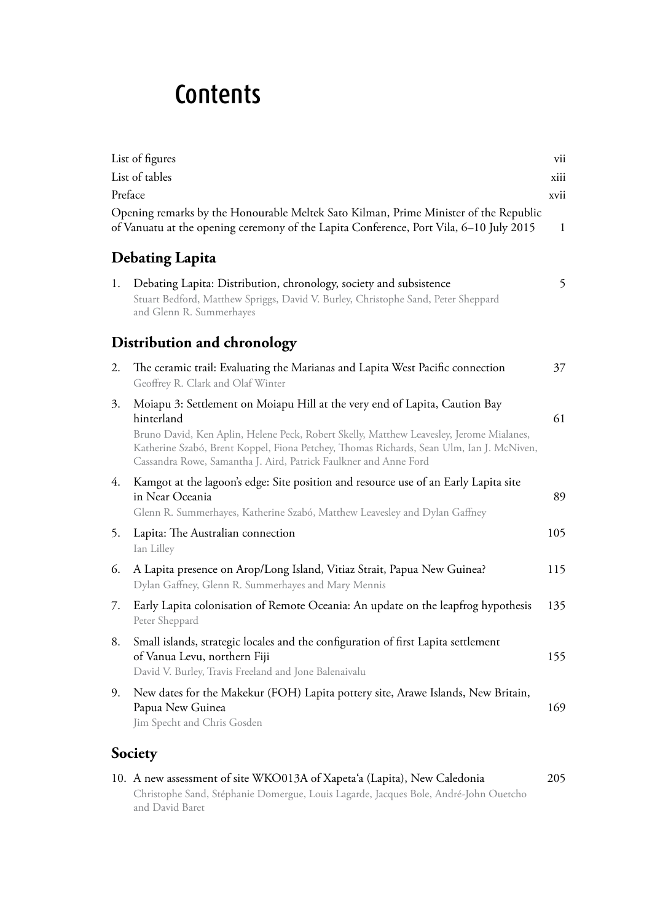# Contents

| | |
|---|---|
| List of figures | vii |
| List of tables | xiii |
| Preface | xvii |
| Opening remarks by the Honourable Meltek Sato Kilman, Prime Minister of the Republic of Vanuatu at the opening ceremony of the Lapita Conference, Port Vila, 6–10 July 2015 | 1 |

## Debating Lapita

1. Debating Lapita: Distribution, chronology, society and subsistence — 5
   Stuart Bedford, Matthew Spriggs, David V. Burley, Christophe Sand, Peter Sheppard and Glenn R. Summerhayes

## Distribution and chronology

2. The ceramic trail: Evaluating the Marianas and Lapita West Pacific connection — 37
   Geoffrey R. Clark and Olaf Winter
3. Moiapu 3: Settlement on Moiapu Hill at the very end of Lapita, Caution Bay hinterland — 61
   Bruno David, Ken Aplin, Helene Peck, Robert Skelly, Matthew Leavesley, Jerome Mialanes, Katherine Szabó, Brent Koppel, Fiona Petchey, Thomas Richards, Sean Ulm, Ian J. McNiven, Cassandra Rowe, Samantha J. Aird, Patrick Faulkner and Anne Ford
4. Kamgot at the lagoon's edge: Site position and resource use of an Early Lapita site in Near Oceania — 89
   Glenn R. Summerhayes, Katherine Szabó, Matthew Leavesley and Dylan Gaffney
5. Lapita: The Australian connection — 105
   Ian Lilley
6. A Lapita presence on Arop/Long Island, Vitiaz Strait, Papua New Guinea? — 115
   Dylan Gaffney, Glenn R. Summerhayes and Mary Mennis
7. Early Lapita colonisation of Remote Oceania: An update on the leapfrog hypothesis — 135
   Peter Sheppard
8. Small islands, strategic locales and the configuration of first Lapita settlement of Vanua Levu, northern Fiji — 155
   David V. Burley, Travis Freeland and Jone Balenaivalu
9. New dates for the Makekur (FOH) Lapita pottery site, Arawe Islands, New Britain, Papua New Guinea — 169
   Jim Specht and Chris Gosden

## Society

10. A new assessment of site WKO013A of Xapeta'a (Lapita), New Caledonia — 205
    Christophe Sand, Stéphanie Domergue, Louis Lagarde, Jacques Bole, André-John Ouetcho and David Baret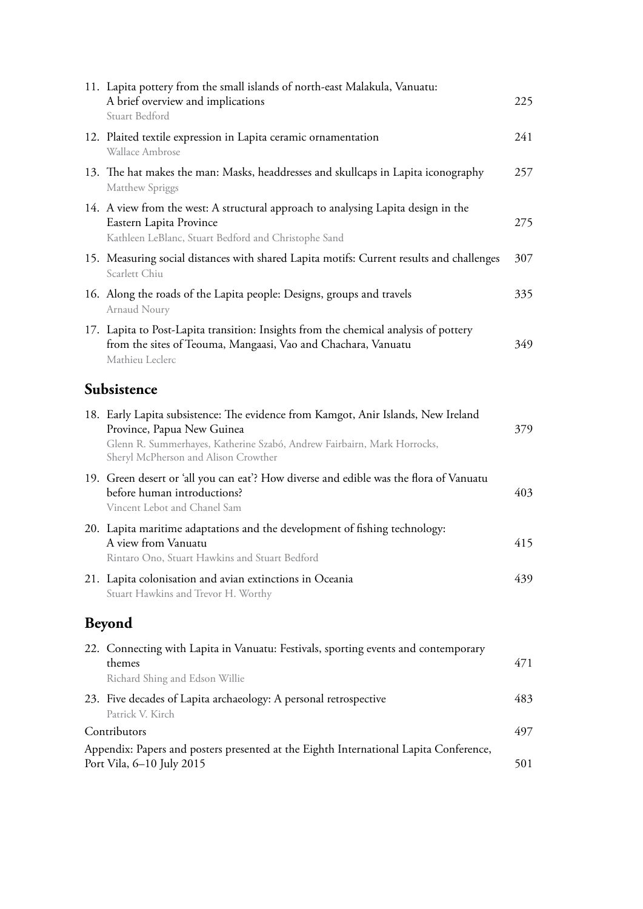11. Lapita pottery from the small islands of north-east Malakula, Vanuatu: A brief overview and implications 225
    Stuart Bedford

12. Plaited textile expression in Lapita ceramic ornamentation 241
    Wallace Ambrose

13. The hat makes the man: Masks, headdresses and skullcaps in Lapita iconography 257
    Matthew Spriggs

14. A view from the west: A structural approach to analysing Lapita design in the Eastern Lapita Province 275
    Kathleen LeBlanc, Stuart Bedford and Christophe Sand

15. Measuring social distances with shared Lapita motifs: Current results and challenges 307
    Scarlett Chiu

16. Along the roads of the Lapita people: Designs, groups and travels 335
    Arnaud Noury

17. Lapita to Post-Lapita transition: Insights from the chemical analysis of pottery from the sites of Teouma, Mangaasi, Vao and Chachara, Vanuatu 349
    Mathieu Leclerc

## Subsistence

18. Early Lapita subsistence: The evidence from Kamgot, Anir Islands, New Ireland Province, Papua New Guinea 379
    Glenn R. Summerhayes, Katherine Szabó, Andrew Fairbairn, Mark Horrocks, Sheryl McPherson and Alison Crowther

19. Green desert or 'all you can eat'? How diverse and edible was the flora of Vanuatu before human introductions? 403
    Vincent Lebot and Chanel Sam

20. Lapita maritime adaptations and the development of fishing technology: A view from Vanuatu 415
    Rintaro Ono, Stuart Hawkins and Stuart Bedford

21. Lapita colonisation and avian extinctions in Oceania 439
    Stuart Hawkins and Trevor H. Worthy

## Beyond

22. Connecting with Lapita in Vanuatu: Festivals, sporting events and contemporary themes 471
    Richard Shing and Edson Willie

23. Five decades of Lapita archaeology: A personal retrospective 483
    Patrick V. Kirch

Contributors 497

Appendix: Papers and posters presented at the Eighth International Lapita Conference, Port Vila, 6–10 July 2015 501